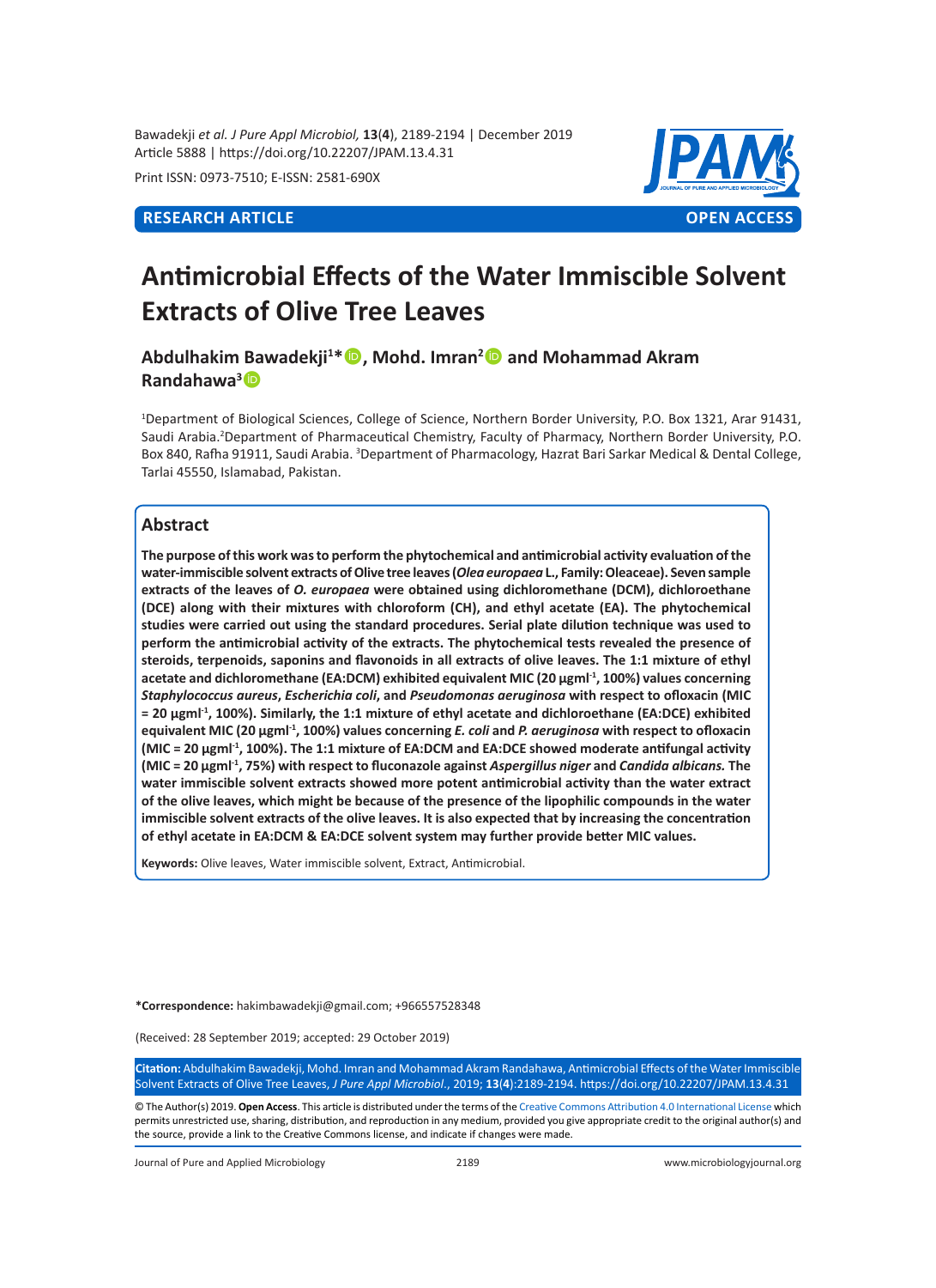Print ISSN: 0973-7510; E-ISSN: 2581-690X

**RESEARCH ARTICLE** **OPEN ACCESS**

# Antimicrobial Effects of the Water Immiscible Solvent Extracts of Olive Tree Leaves

**Abdulhakim Bawadekji[1]\*, Mohd. Imran[2] and Mohammad Akram Randahawa[3]**

[1]Department of Biological Sciences, College of Science, Northern Border University, P.O. Box 1321, Arar 91431, Saudi Arabia. [2]Department of Pharmaceutical Chemistry, Faculty of Pharmacy, Northern Border University, P.O. Box 840, Rafha 91911, Saudi Arabia. [3]Department of Pharmacology, Hazrat Bari Sarkar Medical & Dental College, Tarlai 45550, Islamabad, Pakistan.

## Abstract

**The purpose of this work was to perform the phytochemical and antimicrobial activity evaluation of the water-immiscible solvent extracts of Olive tree leaves (*Olea europaea* L., Family: Oleaceae). Seven sample extracts of the leaves of *O. europaea* were obtained using dichloromethane (DCM), dichloroethane (DCE) along with their mixtures with chloroform (CH), and ethyl acetate (EA). The phytochemical studies were carried out using the standard procedures. Serial plate dilution technique was used to perform the antimicrobial activity of the extracts. The phytochemical tests revealed the presence of steroids, terpenoids, saponins and flavonoids in all extracts of olive leaves. The 1:1 mixture of ethyl acetate and dichloromethane (EA:DCM) exhibited equivalent MIC (20 µgml$^{-1}$, 100%) values concerning *Staphylococcus aureus*, *Escherichia coli*, and *Pseudomonas aeruginosa* with respect to ofloxacin (MIC = 20 µgml$^{-1}$, 100%). Similarly, the 1:1 mixture of ethyl acetate and dichloroethane (EA:DCE) exhibited equivalent MIC (20 µgml$^{-1}$, 100%) values concerning *E. coli* and *P. aeruginosa* with respect to ofloxacin (MIC = 20 µgml$^{-1}$, 100%). The 1:1 mixture of EA:DCM and EA:DCE showed moderate antifungal activity (MIC = 20 µgml$^{-1}$, 75%) with respect to fluconazole against *Aspergillus niger* and *Candida albicans.* The water immiscible solvent extracts showed more potent antimicrobial activity than the water extract of the olive leaves, which might be because of the presence of the lipophilic compounds in the water immiscible solvent extracts of the olive leaves. It is also expected that by increasing the concentration of ethyl acetate in EA:DCM & EA:DCE solvent system may further provide better MIC values.**

**Keywords:** Olive leaves, Water immiscible solvent, Extract, Antimicrobial.

**\*Correspondence:** hakimbawadekji@gmail.com; +966557528348

(Received: 28 September 2019; accepted: 29 October 2019)

**Citation:** Abdulhakim Bawadekji, Mohd. Imran and Mohammad Akram Randahawa, Antimicrobial Effects of the Water Immiscible Solvent Extracts of Olive Tree Leaves, *J Pure Appl Microbiol*., 2019; **13(4)**:2189-2194. https://doi.org/10.22207/JPAM.13.4.31

© The Author(s) 2019. **Open Access**. This article is distributed under the terms of the Creative Commons Attribution 4.0 International License which permits unrestricted use, sharing, distribution, and reproduction in any medium, provided you give appropriate credit to the original author(s) and the source, provide a link to the Creative Commons license, and indicate if changes were made.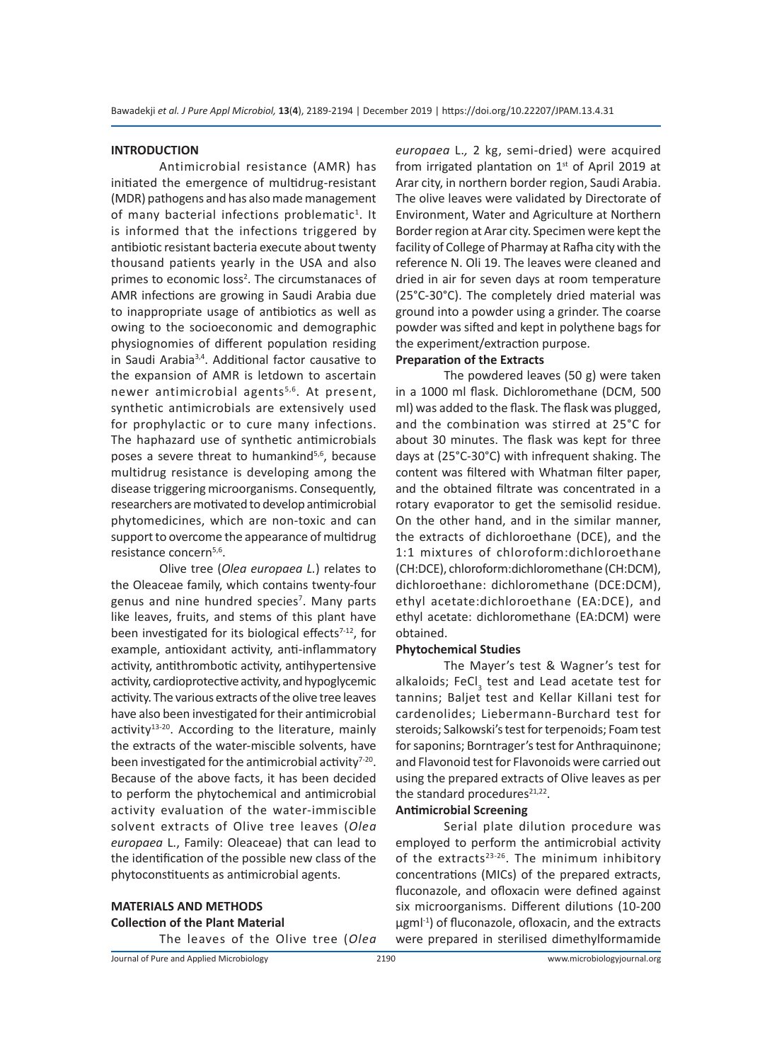## INTRODUCTION

Antimicrobial resistance (AMR) has initiated the emergence of multidrug-resistant (MDR) pathogens and has also made management of many bacterial infections problematic[1]. It is informed that the infections triggered by antibiotic resistant bacteria execute about twenty thousand patients yearly in the USA and also primes to economic loss[2]. The circumstances of AMR infections are growing in Saudi Arabia due to inappropriate usage of antibiotics as well as owing to the socioeconomic and demographic physiognomies of different population residing in Saudi Arabia[3,4]. Additional factor causative to the expansion of AMR is letdown to ascertain newer antimicrobial agents[5,6]. At present, synthetic antimicrobials are extensively used for prophylactic or to cure many infections. The haphazard use of synthetic antimicrobials poses a severe threat to humankind[5,6], because multidrug resistance is developing among the disease triggering microorganisms. Consequently, researchers are motivated to develop antimicrobial phytomedicines, which are non-toxic and can support to overcome the appearance of multidrug resistance concern[5,6].

Olive tree (*Olea europaea L.*) relates to the Oleaceae family, which contains twenty-four genus and nine hundred species[7]. Many parts like leaves, fruits, and stems of this plant have been investigated for its biological effects[7-12], for example, antioxidant activity, anti-inflammatory activity, antithrombotic activity, antihypertensive activity, cardioprotective activity, and hypoglycemic activity. The various extracts of the olive tree leaves have also been investigated for their antimicrobial activity[13-20]. According to the literature, mainly the extracts of the water-miscible solvents, have been investigated for the antimicrobial activity[7-20]. Because of the above facts, it has been decided to perform the phytochemical and antimicrobial activity evaluation of the water-immiscible solvent extracts of Olive tree leaves (*Olea europaea* L., Family: Oleaceae) that can lead to the identification of the possible new class of the phytoconstituents as antimicrobial agents.

## MATERIALS AND METHODS

### Collection of the Plant Material

The leaves of the Olive tree (*Olea europaea* L., 2 kg, semi-dried) were acquired from irrigated plantation on 1st of April 2019 at Arar city, in northern border region, Saudi Arabia. The olive leaves were validated by Directorate of Environment, Water and Agriculture at Northern Border region at Arar city. Specimen were kept the facility of College of Pharmay at Rafha city with the reference N. Oli 19. The leaves were cleaned and dried in air for seven days at room temperature (25°C-30°C). The completely dried material was ground into a powder using a grinder. The coarse powder was sifted and kept in polythene bags for the experiment/extraction purpose.

### Preparation of the Extracts

The powdered leaves (50 g) were taken in a 1000 ml flask. Dichloromethane (DCM, 500 ml) was added to the flask. The flask was plugged, and the combination was stirred at 25°C for about 30 minutes. The flask was kept for three days at (25°C-30°C) with infrequent shaking. The content was filtered with Whatman filter paper, and the obtained filtrate was concentrated in a rotary evaporator to get the semisolid residue. On the other hand, and in the similar manner, the extracts of dichloroethane (DCE), and the 1:1 mixtures of chloroform:dichloroethane (CH:DCE), chloroform:dichloromethane (CH:DCM), dichloroethane: dichloromethane (DCE:DCM), ethyl acetate:dichloroethane (EA:DCE), and ethyl acetate: dichloromethane (EA:DCM) were obtained.

### Phytochemical Studies

The Mayer's test & Wagner's test for alkaloids; $FeCl_3$ test and Lead acetate test for tannins; Baljet test and Kellar Killani test for cardenolides; Liebermann-Burchard test for steroids; Salkowski's test for terpenoids; Foam test for saponins; Borntrager's test for Anthraquinone; and Flavonoid test for Flavonoids were carried out using the prepared extracts of Olive leaves as per the standard procedures[21,22].

### Antimicrobial Screening

Serial plate dilution procedure was employed to perform the antimicrobial activity of the extracts[23-26]. The minimum inhibitory concentrations (MICs) of the prepared extracts, fluconazole, and ofloxacin were defined against six microorganisms. Different dilutions (10-200 $\mu g ml^{-1}$) of fluconazole, ofloxacin, and the extracts were prepared in sterilised dimethylformamide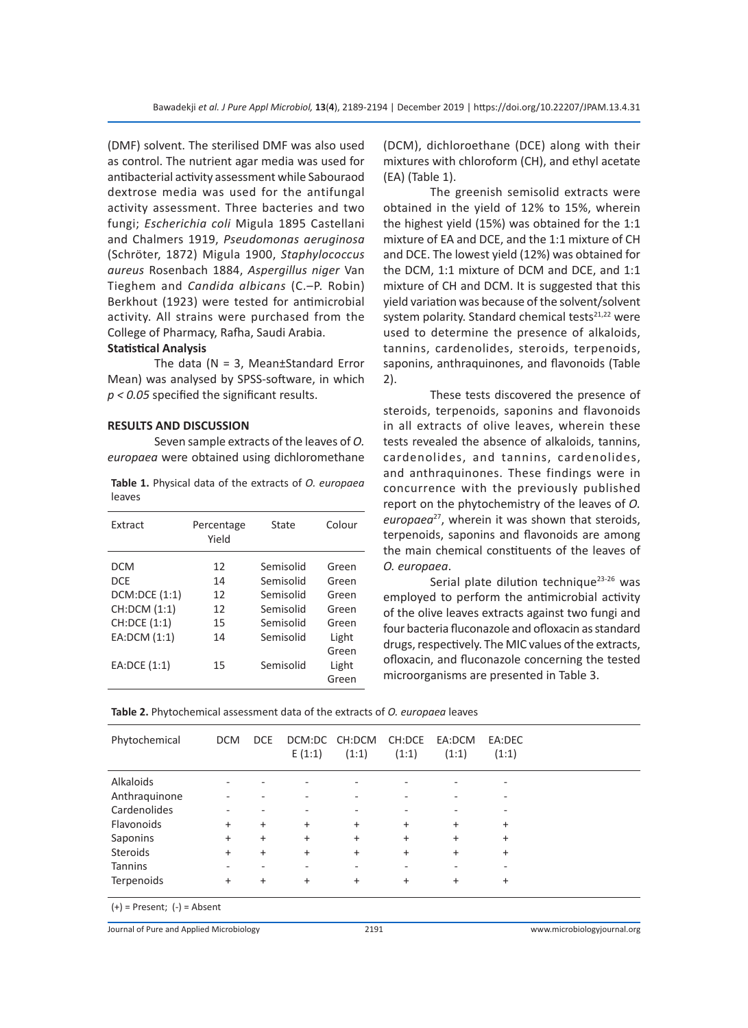(DMF) solvent. The sterilised DMF was also used as control. The nutrient agar media was used for antibacterial activity assessment while Sabouraod dextrose media was used for the antifungal activity assessment. Three bacteria and two fungi; *Escherichia coli* Migula 1895 Castellani and Chalmers 1919, *Pseudomonas aeruginosa* (Schröter, 1872) Migula 1900, *Staphylococcus aureus* Rosenbach 1884, *Aspergillus niger* Van Tieghem and *Candida albicans* (C.–P. Robin) Berkhout (1923) were tested for antimicrobial activity. All strains were purchased from the College of Pharmacy, Rafha, Saudi Arabia.

### Statistical Analysis

The data (N = 3, Mean±Standard Error Mean) was analysed by SPSS-software, in which $p < 0.05$ specified the significant results.

## RESULTS AND DISCUSSION

Seven sample extracts of the leaves of *O. europaea* were obtained using dichloromethane (DCM), dichloroethane (DCE) along with their mixtures with chloroform (CH), and ethyl acetate (EA) (Table 1).

**Table 1.** Physical data of the extracts of *O. europaea* leaves

| Extract | Percentage Yield | State | Colour |
|---|---|---|---|
| DCM | 12 | Semisolid | Green |
| DCE | 14 | Semisolid | Green |
| DCM:DCE (1:1) | 12 | Semisolid | Green |
| CH:DCM (1:1) | 12 | Semisolid | Green |
| CH:DCE (1:1) | 15 | Semisolid | Green |
| EA:DCM (1:1) | 14 | Semisolid | Light Green |
| EA:DCE (1:1) | 15 | Semisolid | Light Green |

The greenish semisolid extracts were obtained in the yield of 12% to 15%, wherein the highest yield (15%) was obtained for the 1:1 mixture of EA and DCE, and the 1:1 mixture of CH and DCE. The lowest yield (12%) was obtained for the DCM, 1:1 mixture of DCM and DCE, and 1:1 mixture of CH and DCM. It is suggested that this yield variation was because of the solvent/solvent system polarity. Standard chemical tests[21,22] were used to determine the presence of alkaloids, tannins, cardenolides, steroids, terpenoids, saponins, anthraquinones, and flavonoids (Table 2).

These tests discovered the presence of steroids, terpenoids, saponins and flavonoids in all extracts of olive leaves, wherein these tests revealed the absence of alkaloids, tannins, cardenolides, and tannins, cardenolides, and anthraquinones. These findings were in concurrence with the previously published report on the phytochemistry of the leaves of *O. europaea*[27], wherein it was shown that steroids, terpenoids, saponins and flavonoids are among the main chemical constituents of the leaves of *O. europaea*.

Serial plate dilution technique[23-26] was employed to perform the antimicrobial activity of the olive leaves extracts against two fungi and four bacteria fluconazole and ofloxacin as standard drugs, respectively. The MIC values of the extracts, ofloxacin, and fluconazole concerning the tested microorganisms are presented in Table 3.

**Table 2.** Phytochemical assessment data of the extracts of *O. europaea* leaves

| Phytochemical | DCM | DCE | DCM:DCE (1:1) | CH:DCM (1:1) | CH:DCE (1:1) | EA:DCM (1:1) | EA:DEC (1:1) |
|---|---|---|---|---|---|---|---|
| Alkaloids | - | - | - | - | - | - | - |
| Anthraquinone | - | - | - | - | - | - | - |
| Cardenolides | - | - | - | - | - | - | - |
| Flavonoids | + | + | + | + | + | + | + |
| Saponins | + | + | + | + | + | + | + |
| Steroids | + | + | + | + | + | + | + |
| Tannins | - | - | - | - | - | - | - |
| Terpenoids | + | + | + | + | + | + | + |

(+) = Present; (-) = Absent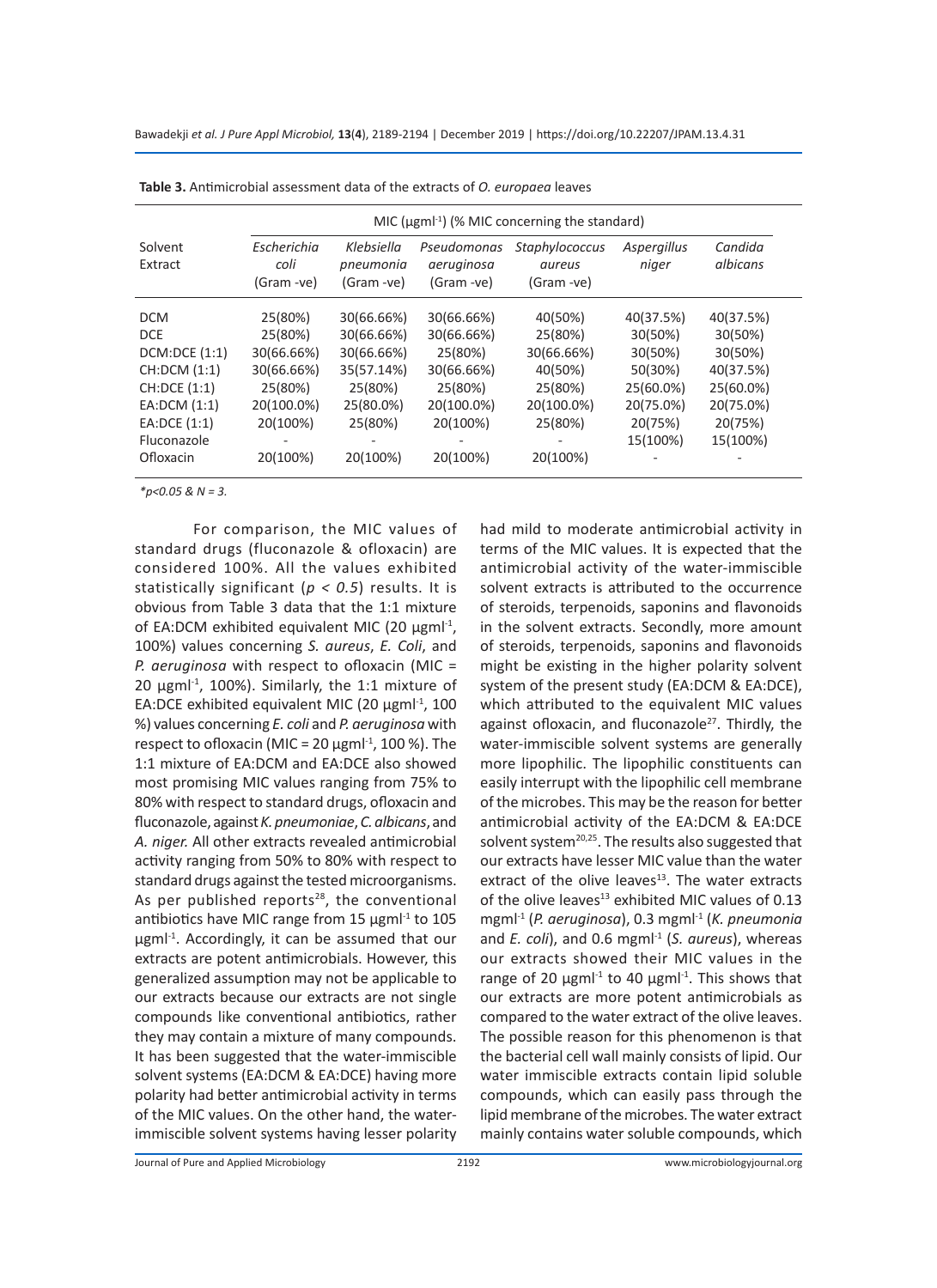**Table 3.** Antimicrobial assessment data of the extracts of *O. europaea* leaves

| Solvent Extract | MIC (µgml$^{-1}$) (% MIC concerning the standard) | | | | | |
|---|---|---|---|---|---|---|
| | *Escherichia coli* (Gram -ve) | *Klebsiella pneumonia* (Gram -ve) | *Pseudomonas aeruginosa* (Gram -ve) | *Staphylococcus aureus* (Gram -ve) | *Aspergillus niger* | *Candida albicans* |
| DCM | 25(80%) | 30(66.66%) | 30(66.66%) | 40(50%) | 40(37.5%) | 40(37.5%) |
| DCE | 25(80%) | 30(66.66%) | 30(66.66%) | 25(80%) | 30(50%) | 30(50%) |
| DCM:DCE (1:1) | 30(66.66%) | 30(66.66%) | 25(80%) | 30(66.66%) | 30(50%) | 30(50%) |
| CH:DCM (1:1) | 30(66.66%) | 35(57.14%) | 30(66.66%) | 40(50%) | 50(30%) | 40(37.5%) |
| CH:DCE (1:1) | 25(80%) | 25(80%) | 25(80%) | 25(80%) | 25(60.0%) | 25(60.0%) |
| EA:DCM (1:1) | 20(100.0%) | 25(80.0%) | 20(100.0%) | 20(100.0%) | 20(75.0%) | 20(75.0%) |
| EA:DCE (1:1) | 20(100%) | 25(80%) | 20(100%) | 25(80%) | 20(75%) | 20(75%) |
| Fluconazole | - | - | - | - | 15(100%) | 15(100%) |
| Ofloxacin | 20(100%) | 20(100%) | 20(100%) | 20(100%) | - | - |

*$p<0.05$ & $N = 3$.*

For comparison, the MIC values of standard drugs (fluconazole & ofloxacin) are considered 100%. All the values exhibited statistically significant ($p < 0.5$) results. It is obvious from Table 3 data that the 1:1 mixture of EA:DCM exhibited equivalent MIC (20 µgml$^{-1}$, 100%) values concerning *S. aureus*, *E. Coli*, and *P. aeruginosa* with respect to ofloxacin (MIC = 20 µgml$^{-1}$, 100%). Similarly, the 1:1 mixture of EA:DCE exhibited equivalent MIC (20 µgml$^{-1}$, 100 %) values concerning *E. coli* and *P. aeruginosa* with respect to ofloxacin (MIC = 20 µgml$^{-1}$, 100 %). The 1:1 mixture of EA:DCM and EA:DCE also showed most promising MIC values ranging from 75% to 80% with respect to standard drugs, ofloxacin and fluconazole, against *K. pneumoniae*, *C. albicans*, and *A. niger.* All other extracts revealed antimicrobial activity ranging from 50% to 80% with respect to standard drugs against the tested microorganisms. As per published reports[28], the conventional antibiotics have MIC range from 15 µgml$^{-1}$ to 105 µgml$^{-1}$. Accordingly, it can be assumed that our extracts are potent antimicrobials. However, this generalized assumption may not be applicable to our extracts because our extracts are not single compounds like conventional antibiotics, rather they may contain a mixture of many compounds. It has been suggested that the water-immiscible solvent systems (EA:DCM & EA:DCE) having more polarity had better antimicrobial activity in terms of the MIC values. On the other hand, the water-immiscible solvent systems having lesser polarity had mild to moderate antimicrobial activity in terms of the MIC values. It is expected that the antimicrobial activity of the water-immiscible solvent extracts is attributed to the occurrence of steroids, terpenoids, saponins and flavonoids in the solvent extracts. Secondly, more amount of steroids, terpenoids, saponins and flavonoids might be existing in the higher polarity solvent system of the present study (EA:DCM & EA:DCE), which attributed to the equivalent MIC values against ofloxacin, and fluconazole[27]. Thirdly, the water-immiscible solvent systems are generally more lipophilic. The lipophilic constituents can easily interrupt with the lipophilic cell membrane of the microbes. This may be the reason for better antimicrobial activity of the EA:DCM & EA:DCE solvent system[20,25]. The results also suggested that our extracts have lesser MIC value than the water extract of the olive leaves[13]. The water extracts of the olive leaves[13] exhibited MIC values of 0.13 mgml$^{-1}$ (*P. aeruginosa*), 0.3 mgml$^{-1}$ (*K. pneumonia* and *E. coli*), and 0.6 mgml$^{-1}$ (*S. aureus*), whereas our extracts showed their MIC values in the range of 20 µgml$^{-1}$ to 40 µgml$^{-1}$. This shows that our extracts are more potent antimicrobials as compared to the water extract of the olive leaves. The possible reason for this phenomenon is that the bacterial cell wall mainly consists of lipid. Our water immiscible extracts contain lipid soluble compounds, which can easily pass through the lipid membrane of the microbes. The water extract mainly contains water soluble compounds, which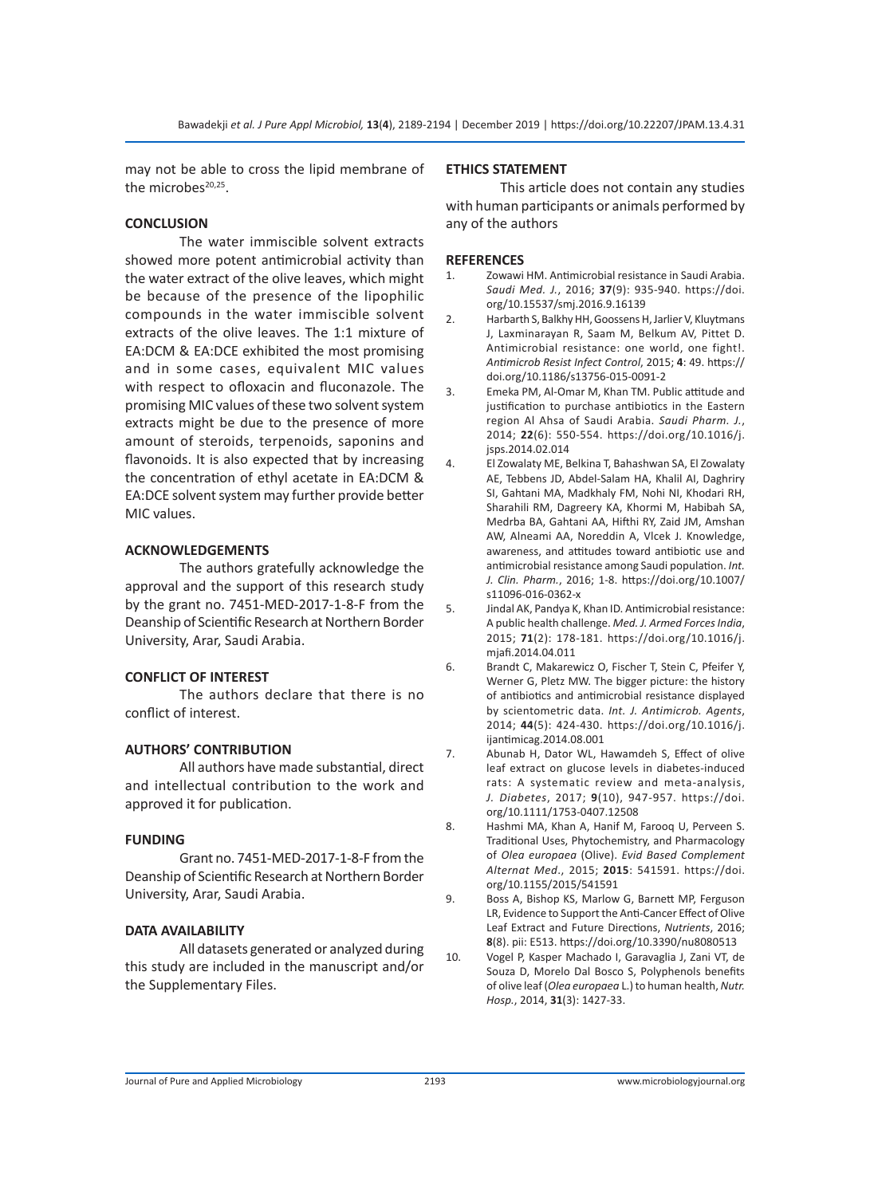may not be able to cross the lipid membrane of the microbes[20,25].

## CONCLUSION

The water immiscible solvent extracts showed more potent antimicrobial activity than the water extract of the olive leaves, which might be because of the presence of the lipophilic compounds in the water immiscible solvent extracts of the olive leaves. The 1:1 mixture of EA:DCM & EA:DCE exhibited the most promising and in some cases, equivalent MIC values with respect to ofloxacin and fluconazole. The promising MIC values of these two solvent system extracts might be due to the presence of more amount of steroids, terpenoids, saponins and flavonoids. It is also expected that by increasing the concentration of ethyl acetate in EA:DCM & EA:DCE solvent system may further provide better MIC values.

## ACKNOWLEDGEMENTS

The authors gratefully acknowledge the approval and the support of this research study by the grant no. 7451-MED-2017-1-8-F from the Deanship of Scientific Research at Northern Border University, Arar, Saudi Arabia.

## CONFLICT OF INTEREST

The authors declare that there is no conflict of interest.

## AUTHORS' CONTRIBUTION

All authors have made substantial, direct and intellectual contribution to the work and approved it for publication.

## FUNDING

Grant no. 7451-MED-2017-1-8-F from the Deanship of Scientific Research at Northern Border University, Arar, Saudi Arabia.

## DATA AVAILABILITY

All datasets generated or analyzed during this study are included in the manuscript and/or the Supplementary Files.

## ETHICS STATEMENT

This article does not contain any studies with human participants or animals performed by any of the authors

## REFERENCES

1. Zowawi HM. Antimicrobial resistance in Saudi Arabia. *Saudi Med. J.*, 2016; **37**(9): 935-940. https://doi.org/10.15537/smj.2016.9.16139
2. Harbarth S, Balkhy HH, Goossens H, Jarlier V, Kluytmans J, Laxminarayan R, Saam M, Belkum AV, Pittet D. Antimicrobial resistance: one world, one fight!. *Antimicrob Resist Infect Control*, 2015; **4**: 49. https://doi.org/10.1186/s13756-015-0091-2
3. Emeka PM, Al-Omar M, Khan TM. Public attitude and justification to purchase antibiotics in the Eastern region Al Ahsa of Saudi Arabia. *Saudi Pharm. J.*, 2014; **22**(6): 550-554. https://doi.org/10.1016/j.jsps.2014.02.014
4. El Zowalaty ME, Belkina T, Bahashwan SA, El Zowalaty AE, Tebbens JD, Abdel-Salam HA, Khalil AI, Daghriry SI, Gahtani MA, Madkhaly FM, Nohi NI, Khodari RH, Sharahili RM, Dagreery KA, Khormi M, Habibah SA, Medrba BA, Gahtani AA, Hifthi RY, Zaid JM, Amshan AW, Alneami AA, Noreddin A, Vlcek J. Knowledge, awareness, and attitudes toward antibiotic use and antimicrobial resistance among Saudi population. *Int. J. Clin. Pharm.*, 2016; 1-8. https://doi.org/10.1007/s11096-016-0362-x
5. Jindal AK, Pandya K, Khan ID. Antimicrobial resistance: A public health challenge. *Med. J. Armed Forces India*, 2015; **71**(2): 178-181. https://doi.org/10.1016/j.mjafi.2014.04.011
6. Brandt C, Makarewicz O, Fischer T, Stein C, Pfeifer Y, Werner G, Pletz MW. The bigger picture: the history of antibiotics and antimicrobial resistance displayed by scientometric data. *Int. J. Antimicrob. Agents*, 2014; **44**(5): 424-430. https://doi.org/10.1016/j.ijantimicag.2014.08.001
7. Abunab H, Dator WL, Hawamdeh S, Effect of olive leaf extract on glucose levels in diabetes-induced rats: A systematic review and meta-analysis, *J. Diabetes*, 2017; **9**(10), 947-957. https://doi.org/10.1111/1753-0407.12508
8. Hashmi MA, Khan A, Hanif M, Farooq U, Perveen S. Traditional Uses, Phytochemistry, and Pharmacology of *Olea europaea* (Olive). *Evid Based Complement Alternat Med.*, 2015; **2015**: 541591. https://doi.org/10.1155/2015/541591
9. Boss A, Bishop KS, Marlow G, Barnett MP, Ferguson LR, Evidence to Support the Anti-Cancer Effect of Olive Leaf Extract and Future Directions, *Nutrients*, 2016; **8**(8). pii: E513. https://doi.org/10.3390/nu8080513
10. Vogel P, Kasper Machado I, Garavaglia J, Zani VT, de Souza D, Morelo Dal Bosco S, Polyphenols benefits of olive leaf (*Olea europaea* L.) to human health, *Nutr. Hosp.*, 2014, **31**(3): 1427-33.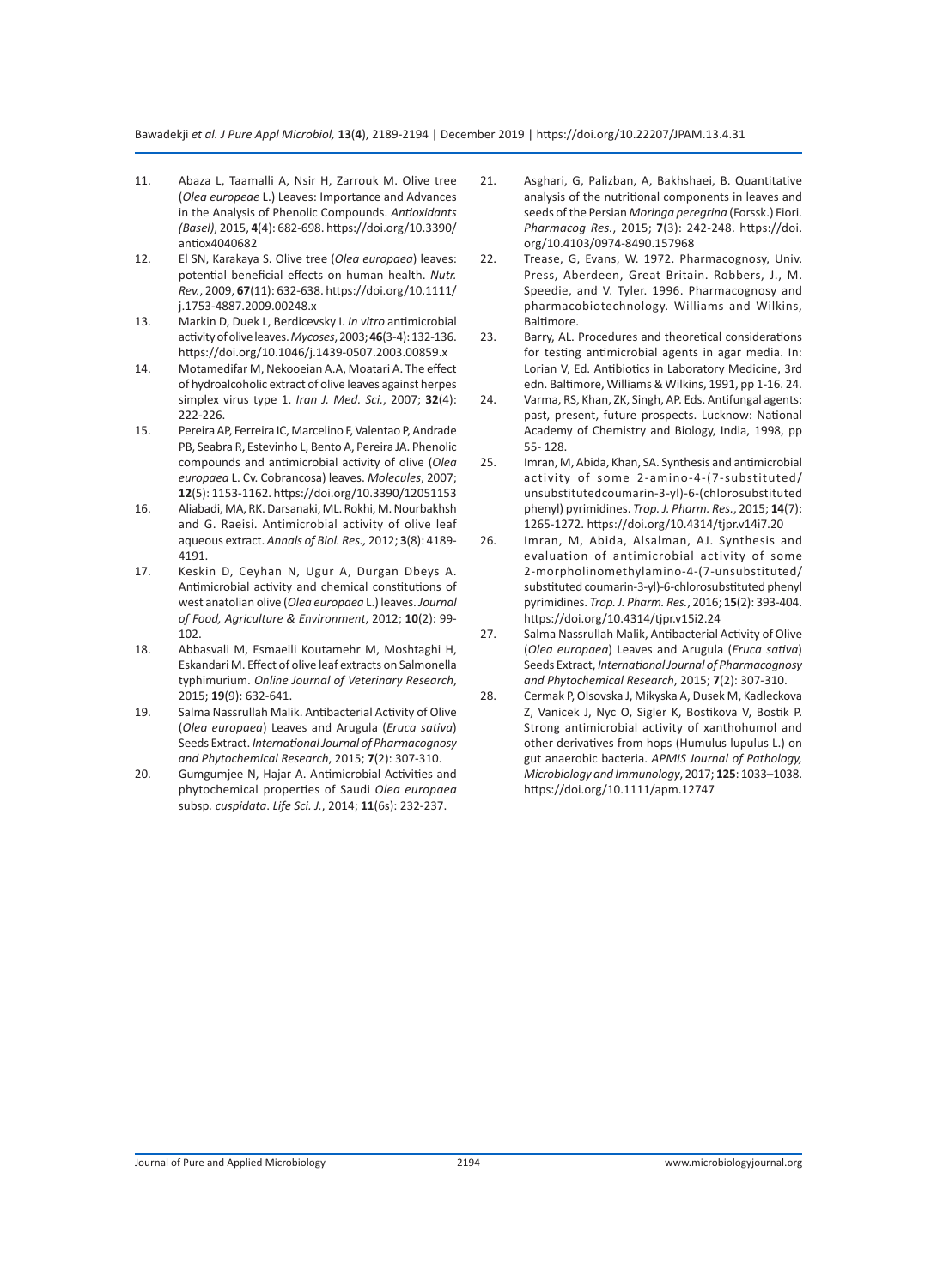11. Abaza L, Taamalli A, Nsir H, Zarrouk M. Olive tree (*Olea europeae* L.) Leaves: Importance and Advances in the Analysis of Phenolic Compounds. *Antioxidants (Basel)*, 2015, **4**(4): 682-698. https://doi.org/10.3390/antiox4040682
12. El SN, Karakaya S. Olive tree (*Olea europaea*) leaves: potential beneficial effects on human health. *Nutr. Rev.*, 2009, **67**(11): 632-638. https://doi.org/10.1111/j.1753-4887.2009.00248.x
13. Markin D, Duek L, Berdicevsky I. *In vitro* antimicrobial activity of olive leaves. *Mycoses*, 2003; **46**(3-4): 132-136. https://doi.org/10.1046/j.1439-0507.2003.00859.x
14. Motamedifar M, Nekooeian A.A, Moatari A. The effect of hydroalcoholic extract of olive leaves against herpes simplex virus type 1. *Iran J. Med. Sci.*, 2007; **32**(4): 222-226.
15. Pereira AP, Ferreira IC, Marcelino F, Valentao P, Andrade PB, Seabra R, Estevinho L, Bento A, Pereira JA. Phenolic compounds and antimicrobial activity of olive (*Olea europaea* L. Cv. Cobrancosa) leaves. *Molecules*, 2007; **12**(5): 1153-1162. https://doi.org/10.3390/12051153
16. Aliabadi, MA, RK. Darsanaki, ML. Rokhi, M. Nourbakhsh and G. Raeisi. Antimicrobial activity of olive leaf aqueous extract. *Annals of Biol. Res.,* 2012; **3**(8): 4189-4191.
17. Keskin D, Ceyhan N, Ugur A, Durgan Dbeys A. Antimicrobial activity and chemical constitutions of west anatolian olive (*Olea europaea* L.) leaves. *Journal of Food, Agriculture & Environment*, 2012; **10**(2): 99-102.
18. Abbasvali M, Esmaeili Koutamehr M, Moshtaghi H, Eskandari M. Effect of olive leaf extracts on Salmonella typhimurium. *Online Journal of Veterinary Research*, 2015; **19**(9): 632-641.
19. Salma Nassrullah Malik. Antibacterial Activity of Olive (*Olea europaea*) Leaves and Arugula (*Eruca sativa*) Seeds Extract. *International Journal of Pharmacognosy and Phytochemical Research*, 2015; **7**(2): 307-310.
20. Gumgumjee N, Hajar A. Antimicrobial Activities and phytochemical properties of Saudi *Olea europaea* subsp. *cuspidata*. *Life Sci. J.*, 2014; **11**(6s): 232-237.
21. Asghari, G, Palizban, A, Bakhshaei, B. Quantitative analysis of the nutritional components in leaves and seeds of the Persian *Moringa peregrina* (Forssk.) Fiori. *Pharmacog Res.*, 2015; **7**(3): 242-248. https://doi.org/10.4103/0974-8490.157968
22. Trease, G, Evans, W. 1972. Pharmacognosy, Univ. Press, Aberdeen, Great Britain. Robbers, J., M. Speedie, and V. Tyler. 1996. Pharmacognosy and pharmacobiotechnology. Williams and Wilkins, Baltimore.
23. Barry, AL. Procedures and theoretical considerations for testing antimicrobial agents in agar media. In: Lorian V, Ed. Antibiotics in Laboratory Medicine, 3rd edn. Baltimore, Williams & Wilkins, 1991, pp 1-16. 24.
24. Varma, RS, Khan, ZK, Singh, AP. Eds. Antifungal agents: past, present, future prospects. Lucknow: National Academy of Chemistry and Biology, India, 1998, pp 55- 128.
25. Imran, M, Abida, Khan, SA. Synthesis and antimicrobial activity of some 2-amino-4-(7-substituted/unsubstitutedcoumarin-3-yl)-6-(chlorosubstituted phenyl) pyrimidines. *Trop. J. Pharm. Res.*, 2015; **14**(7): 1265-1272. https://doi.org/10.4314/tjpr.v14i7.20
26. Imran, M, Abida, Alsalman, AJ. Synthesis and evaluation of antimicrobial activity of some 2-morpholinomethylamino-4-(7-unsubstituted/substituted coumarin-3-yl)-6-chlorosubstituted phenyl pyrimidines. *Trop. J. Pharm. Res.*, 2016; **15**(2): 393-404. https://doi.org/10.4314/tjpr.v15i2.24
27. Salma Nassrullah Malik, Antibacterial Activity of Olive (*Olea europaea*) Leaves and Arugula (*Eruca sativa*) Seeds Extract, *International Journal of Pharmacognosy and Phytochemical Research*, 2015; **7**(2): 307-310.
28. Cermak P, Olsovska J, Mikyska A, Dusek M, Kadleckova Z, Vanicek J, Nyc O, Sigler K, Bostikova V, Bostik P. Strong antimicrobial activity of xanthohumol and other derivatives from hops (Humulus lupulus L.) on gut anaerobic bacteria. *APMIS Journal of Pathology, Microbiology and Immunology*, 2017; **125**: 1033–1038. https://doi.org/10.1111/apm.12747